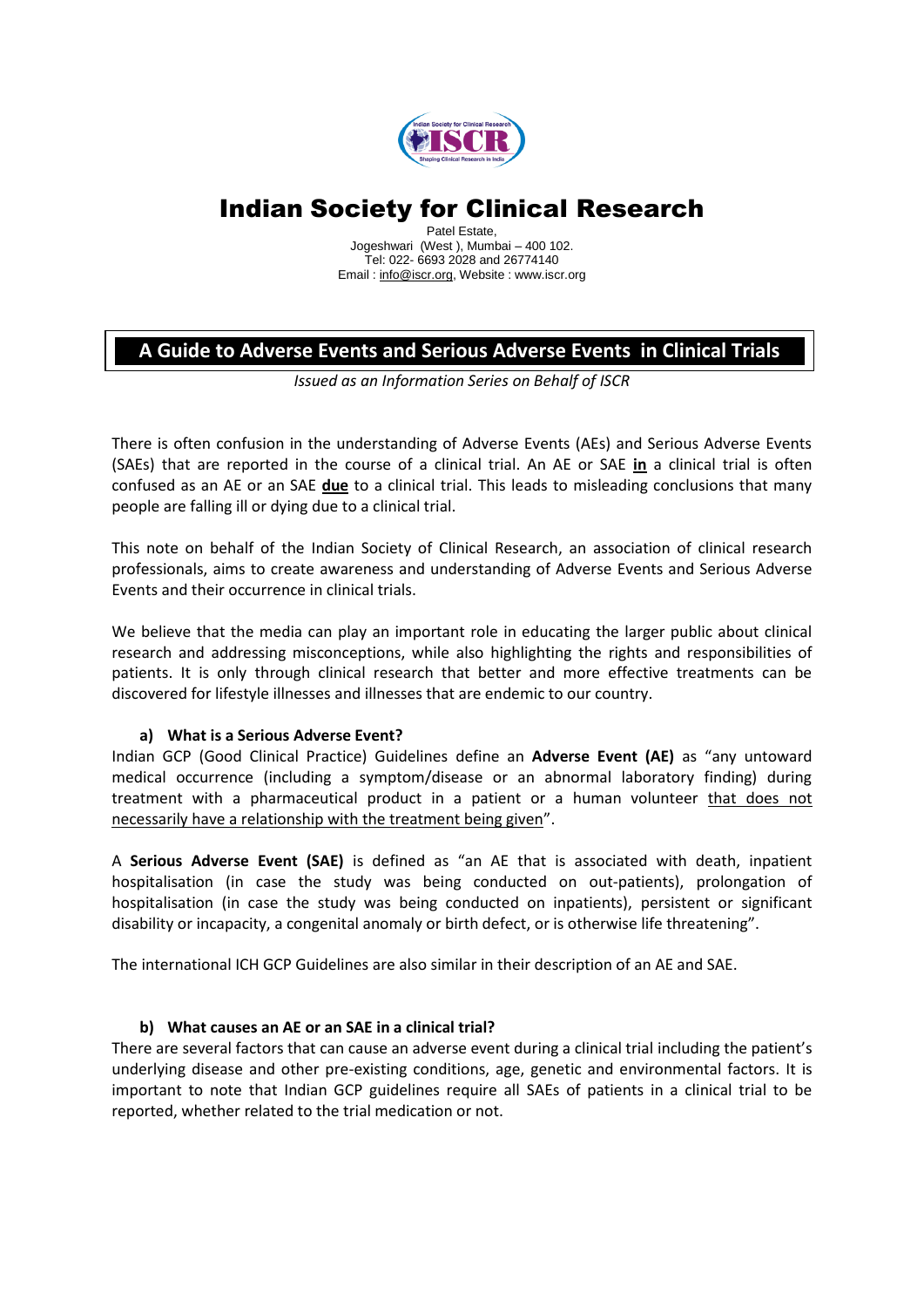# Indian Society for Clinical Research

Patel Estate,
Jogeshwari (West ), Mumbai – 400 102.
Tel: 022- 6693 2028 and 26774140
Email : info@iscr.org, Website : www.iscr.org

## A Guide to Adverse Events and Serious Adverse Events in Clinical Trials

*Issued as an Information Series on Behalf of ISCR*

There is often confusion in the understanding of Adverse Events (AEs) and Serious Adverse Events (SAEs) that are reported in the course of a clinical trial. An AE or SAE **in** a clinical trial is often confused as an AE or an SAE **due** to a clinical trial. This leads to misleading conclusions that many people are falling ill or dying due to a clinical trial.

This note on behalf of the Indian Society of Clinical Research, an association of clinical research professionals, aims to create awareness and understanding of Adverse Events and Serious Adverse Events and their occurrence in clinical trials.

We believe that the media can play an important role in educating the larger public about clinical research and addressing misconceptions, while also highlighting the rights and responsibilities of patients. It is only through clinical research that better and more effective treatments can be discovered for lifestyle illnesses and illnesses that are endemic to our country.

### a) What is a Serious Adverse Event?

Indian GCP (Good Clinical Practice) Guidelines define an **Adverse Event (AE)** as "any untoward medical occurrence (including a symptom/disease or an abnormal laboratory finding) during treatment with a pharmaceutical product in a patient or a human volunteer that does not necessarily have a relationship with the treatment being given".

A **Serious Adverse Event (SAE)** is defined as "an AE that is associated with death, inpatient hospitalisation (in case the study was being conducted on out-patients), prolongation of hospitalisation (in case the study was being conducted on inpatients), persistent or significant disability or incapacity, a congenital anomaly or birth defect, or is otherwise life threatening".

The international ICH GCP Guidelines are also similar in their description of an AE and SAE.

### b) What causes an AE or an SAE in a clinical trial?

There are several factors that can cause an adverse event during a clinical trial including the patient's underlying disease and other pre-existing conditions, age, genetic and environmental factors. It is important to note that Indian GCP guidelines require all SAEs of patients in a clinical trial to be reported, whether related to the trial medication or not.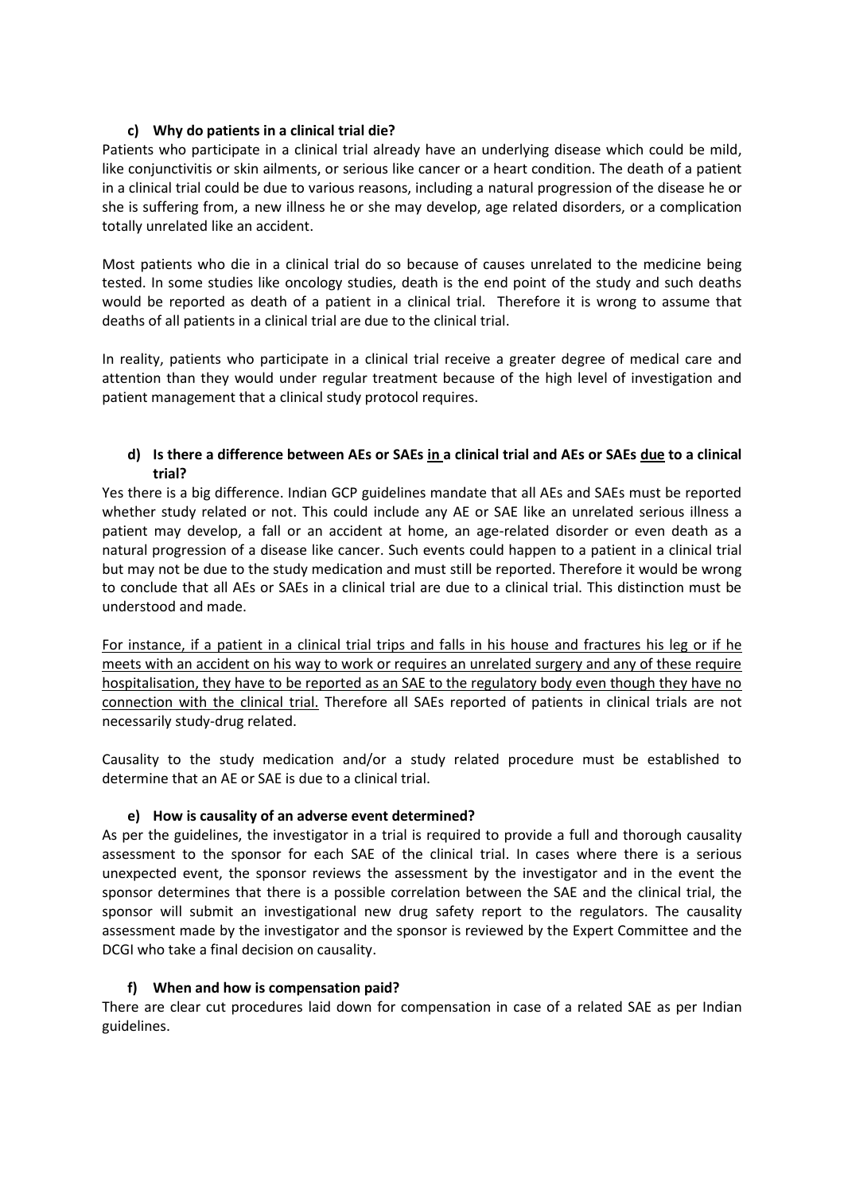### c) Why do patients in a clinical trial die?

Patients who participate in a clinical trial already have an underlying disease which could be mild, like conjunctivitis or skin ailments, or serious like cancer or a heart condition. The death of a patient in a clinical trial could be due to various reasons, including a natural progression of the disease he or she is suffering from, a new illness he or she may develop, age related disorders, or a complication totally unrelated like an accident.

Most patients who die in a clinical trial do so because of causes unrelated to the medicine being tested. In some studies like oncology studies, death is the end point of the study and such deaths would be reported as death of a patient in a clinical trial. Therefore it is wrong to assume that deaths of all patients in a clinical trial are due to the clinical trial.

In reality, patients who participate in a clinical trial receive a greater degree of medical care and attention than they would under regular treatment because of the high level of investigation and patient management that a clinical study protocol requires.

### d) Is there a difference between AEs or SAEs <u>in</u> a clinical trial and AEs or SAEs <u>due</u> to a clinical trial?

Yes there is a big difference. Indian GCP guidelines mandate that all AEs and SAEs must be reported whether study related or not. This could include any AE or SAE like an unrelated serious illness a patient may develop, a fall or an accident at home, an age-related disorder or even death as a natural progression of a disease like cancer. Such events could happen to a patient in a clinical trial but may not be due to the study medication and must still be reported. Therefore it would be wrong to conclude that all AEs or SAEs in a clinical trial are due to a clinical trial. This distinction must be understood and made.

<u>For instance, if a patient in a clinical trial trips and falls in his house and fractures his leg or if he meets with an accident on his way to work or requires an unrelated surgery and any of these require hospitalisation, they have to be reported as an SAE to the regulatory body even though they have no connection with the clinical trial.</u> Therefore all SAEs reported of patients in clinical trials are not necessarily study-drug related.

Causality to the study medication and/or a study related procedure must be established to determine that an AE or SAE is due to a clinical trial.

### e) How is causality of an adverse event determined?

As per the guidelines, the investigator in a trial is required to provide a full and thorough causality assessment to the sponsor for each SAE of the clinical trial. In cases where there is a serious unexpected event, the sponsor reviews the assessment by the investigator and in the event the sponsor determines that there is a possible correlation between the SAE and the clinical trial, the sponsor will submit an investigational new drug safety report to the regulators. The causality assessment made by the investigator and the sponsor is reviewed by the Expert Committee and the DCGI who take a final decision on causality.

### f) When and how is compensation paid?

There are clear cut procedures laid down for compensation in case of a related SAE as per Indian guidelines.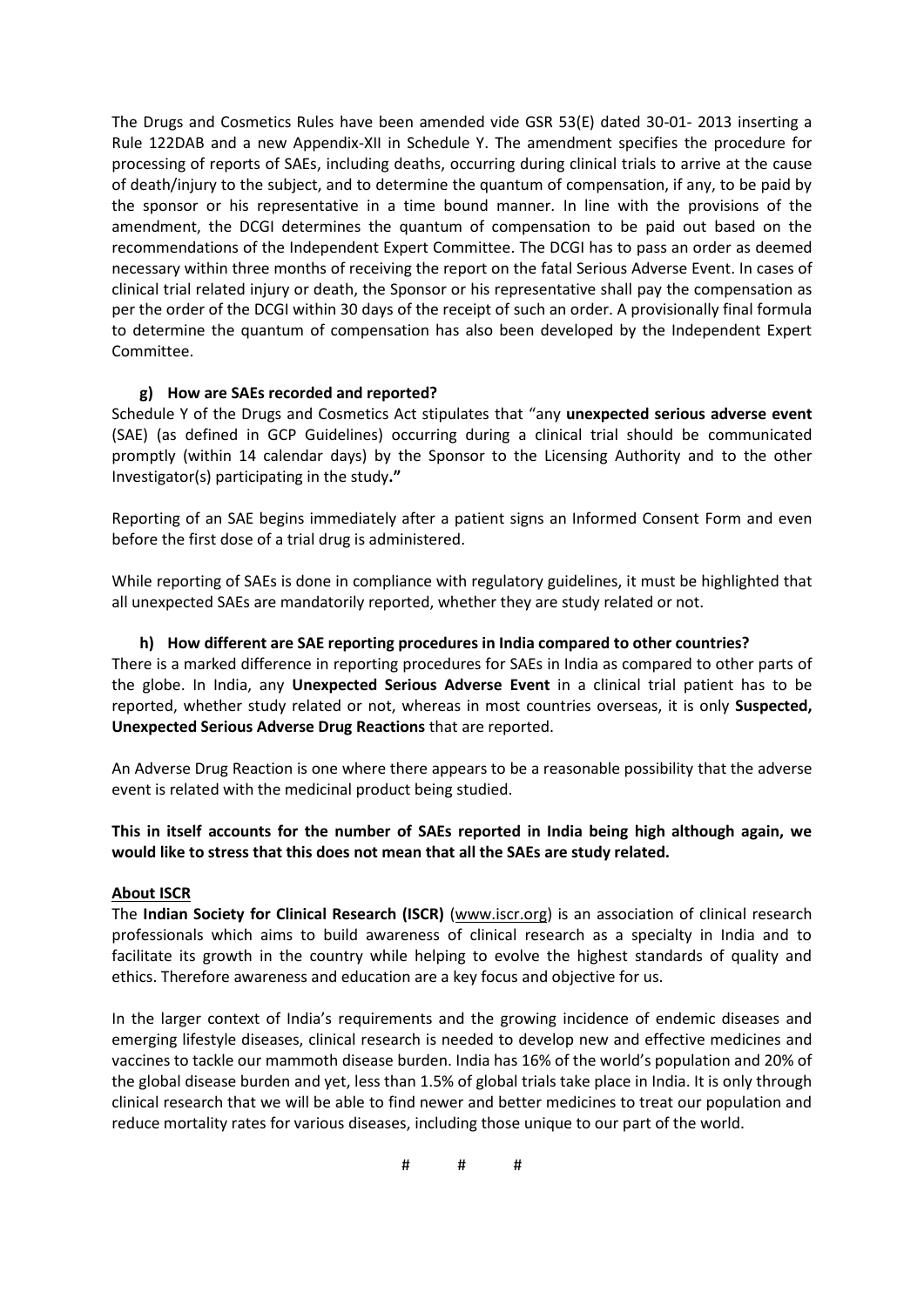The Drugs and Cosmetics Rules have been amended vide GSR 53(E) dated 30-01- 2013 inserting a Rule 122DAB and a new Appendix-XII in Schedule Y. The amendment specifies the procedure for processing of reports of SAEs, including deaths, occurring during clinical trials to arrive at the cause of death/injury to the subject, and to determine the quantum of compensation, if any, to be paid by the sponsor or his representative in a time bound manner. In line with the provisions of the amendment, the DCGI determines the quantum of compensation to be paid out based on the recommendations of the Independent Expert Committee. The DCGI has to pass an order as deemed necessary within three months of receiving the report on the fatal Serious Adverse Event. In cases of clinical trial related injury or death, the Sponsor or his representative shall pay the compensation as per the order of the DCGI within 30 days of the receipt of such an order. A provisionally final formula to determine the quantum of compensation has also been developed by the Independent Expert Committee.

#### g) How are SAEs recorded and reported?

Schedule Y of the Drugs and Cosmetics Act stipulates that "any **unexpected serious adverse event** (SAE) (as defined in GCP Guidelines) occurring during a clinical trial should be communicated promptly (within 14 calendar days) by the Sponsor to the Licensing Authority and to the other Investigator(s) participating in the study**."**

Reporting of an SAE begins immediately after a patient signs an Informed Consent Form and even before the first dose of a trial drug is administered.

While reporting of SAEs is done in compliance with regulatory guidelines, it must be highlighted that all unexpected SAEs are mandatorily reported, whether they are study related or not.

#### h) How different are SAE reporting procedures in India compared to other countries?

There is a marked difference in reporting procedures for SAEs in India as compared to other parts of the globe. In India, any **Unexpected Serious Adverse Event** in a clinical trial patient has to be reported, whether study related or not, whereas in most countries overseas, it is only **Suspected, Unexpected Serious Adverse Drug Reactions** that are reported.

An Adverse Drug Reaction is one where there appears to be a reasonable possibility that the adverse event is related with the medicinal product being studied.

**This in itself accounts for the number of SAEs reported in India being high although again, we would like to stress that this does not mean that all the SAEs are study related.**

**About ISCR**

The **Indian Society for Clinical Research (ISCR)** (www.iscr.org) is an association of clinical research professionals which aims to build awareness of clinical research as a specialty in India and to facilitate its growth in the country while helping to evolve the highest standards of quality and ethics. Therefore awareness and education are a key focus and objective for us.

In the larger context of India's requirements and the growing incidence of endemic diseases and emerging lifestyle diseases, clinical research is needed to develop new and effective medicines and vaccines to tackle our mammoth disease burden. India has 16% of the world's population and 20% of the global disease burden and yet, less than 1.5% of global trials take place in India. It is only through clinical research that we will be able to find newer and better medicines to treat our population and reduce mortality rates for various diseases, including those unique to our part of the world.

\# # #